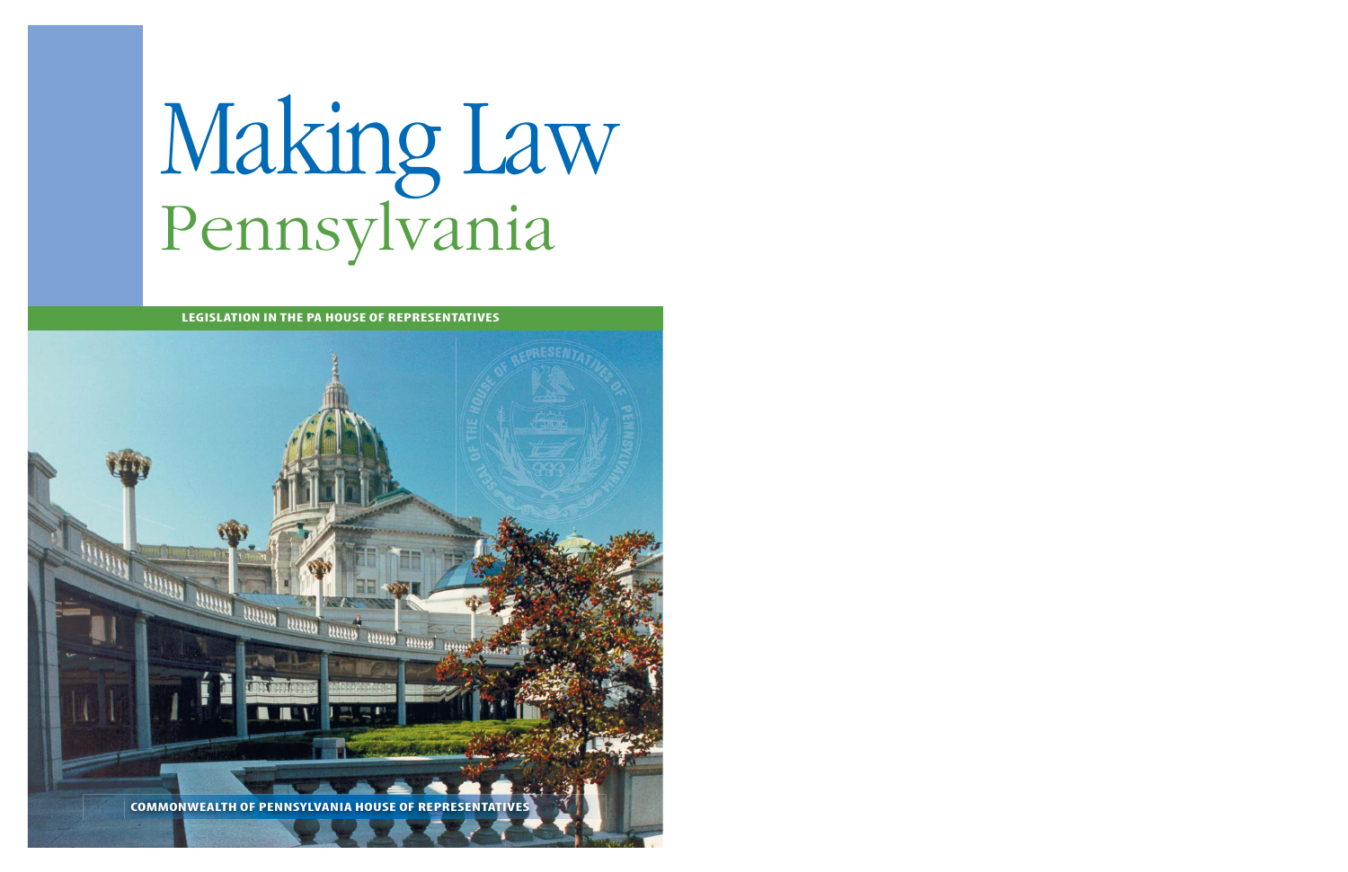# Making Law
## Pennsylvania

**LEGISLATION IN THE PA HOUSE OF REPRESENTATIVES**

**COMMONWEALTH OF PENNSYLVANIA HOUSE OF REPRESENTATIVES**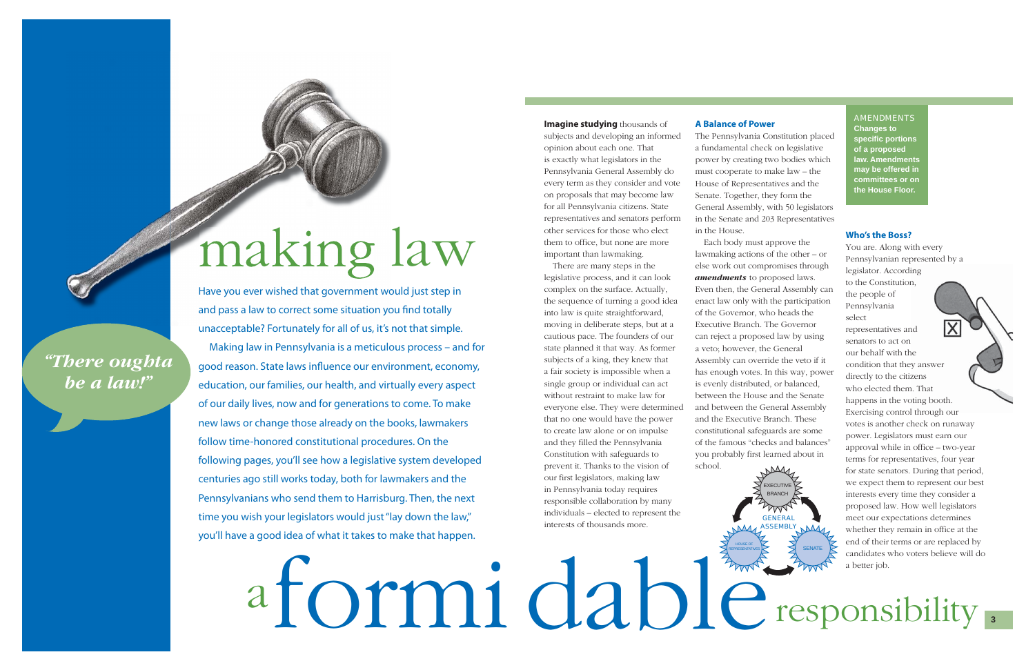# making law

*"There oughta be a law!"*

Have you ever wished that government would just step in and pass a law to correct some situation you find totally unacceptable? Fortunately for all of us, it's not that simple.

Making law in Pennsylvania is a meticulous process – and for good reason. State laws influence our environment, economy, education, our families, our health, and virtually every aspect of our daily lives, now and for generations to come. To make new laws or change those already on the books, lawmakers follow time-honored constitutional procedures. On the following pages, you'll see how a legislative system developed centuries ago still works today, both for lawmakers and the Pennsylvanians who send them to Harrisburg. Then, the next time you wish your legislators would just "lay down the law," you'll have a good idea of what it takes to make that happen.

# a formidable responsibility

**Imagine studying** thousands of subjects and developing an informed opinion about each one. That is exactly what legislators in the Pennsylvania General Assembly do every term as they consider and vote on proposals that may become law for all Pennsylvania citizens. State representatives and senators perform other services for those who elect them to office, but none are more important than lawmaking.

There are many steps in the legislative process, and it can look complex on the surface. Actually, the sequence of turning a good idea into law is quite straightforward, moving in deliberate steps, but at a cautious pace. The founders of our state planned it that way. As former subjects of a king, they knew that a fair society is impossible when a single group or individual can act without restraint to make law for everyone else. They were determined that no one would have the power to create law alone or on impulse and they filled the Pennsylvania Constitution with safeguards to prevent it. Thanks to the vision of our first legislators, making law in Pennsylvania today requires responsible collaboration by many individuals – elected to represent the interests of thousands more.

### A Balance of Power

The Pennsylvania Constitution placed a fundamental check on legislative power by creating two bodies which must cooperate to make law – the House of Representatives and the Senate. Together, they form the General Assembly, with 50 legislators in the Senate and 203 Representatives in the House.

Each body must approve the lawmaking actions of the other – or else work out compromises through ***amendments*** to proposed laws. Even then, the General Assembly can enact law only with the participation of the Governor, who heads the Executive Branch. The Governor can reject a proposed law by using a veto; however, the General Assembly can override the veto if it has enough votes. In this way, power is evenly distributed, or balanced, between the House and the Senate and between the General Assembly and the Executive Branch. These constitutional safeguards are some of the famous "checks and balances" you probably first learned about in school.

EXECUTIVE BRANCH — GENERAL ASSEMBLY — HOUSE OF REPRESENTATIVES — SENATE

AMENDMENTS

**Changes to specific portions of a proposed law. Amendments may be offered in committees or on the House Floor.**

### Who's the Boss?

You are. Along with every Pennsylvanian represented by a legislator. According to the Constitution, the people of Pennsylvania select representatives and senators to act on our behalf with the condition that they answer directly to the citizens who elected them. That happens in the voting booth. Exercising control through our votes is another check on runaway power. Legislators must earn our approval while in office – two-year terms for representatives, four year terms for state senators. During that period, we expect them to represent our best interests every time they consider a proposed law. How well legislators meet our expectations determines whether they remain in office at the end of their terms or are replaced by candidates who voters believe will do a better job.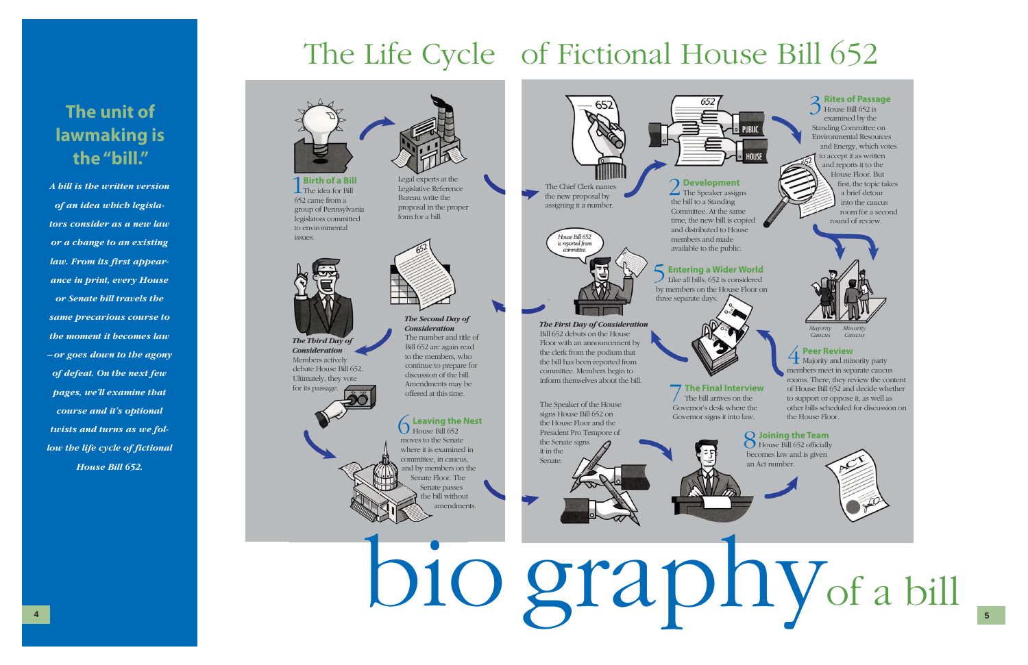## The unit of lawmaking is the "bill."

*A bill is the written version of an idea which legislators consider as a new law or a change to an existing law. From its first appearance in print, every House or Senate bill travels the same precarious course to the moment it becomes law – or goes down to the agony of defeat. On the next few pages, we'll examine that course and it's optional twists and turns as we follow the life cycle of fictional House Bill 652.*

# The Life Cycle of Fictional House Bill 652

### 1 Birth of a Bill

The idea for Bill 652 came from a group of Pennsylvania legislators committed to environmental issues.

Legal experts at the Legislative Reference Bureau write the proposal in the proper form for a bill.

The Chief Clerk names the new proposal by assigning it a number.

### 2 Development

The Speaker assigns the bill to a Standing Committee. At the same time, the new bill is copied and distributed to House members and made available to the public.

### 3 Rites of Passage

House Bill 652 is examined by the Standing Committee on Environmental Resources and Energy, which votes to accept it as written and reports it to the House Floor. But first, the topic takes a brief detour into the caucus room for a second round of review.

### 4 Peer Review

Majority and minority party members meet in separate caucus rooms. There, they review the content of House Bill 652 and decide whether to support or oppose it, as well as other bills scheduled for discussion on the House Floor.

Majority Caucus

Minority Caucus

### 5 Entering a Wider World

Like all bills, 652 is considered by members on the House Floor on three separate days.

House Bill 652 is reported from committee.

***The First Day of Consideration***

Bill 652 debuts on the House Floor with an announcement by the clerk from the podium that the bill has been reported from committee. Members begin to inform themselves about the bill.

***The Second Day of Consideration***

The number and title of Bill 652 are again read to the members, who continue to prepare for discussion of the bill. Amendments may be offered at this time.

***The Third Day of Consideration***

Members actively debate House Bill 652. Ultimately, they vote for its passage.

### 6 Leaving the Nest

House Bill 652 moves to the Senate where it is examined in committee, in caucus, and by members on the Senate Floor. The Senate passes the bill without amendments.

The Speaker of the House signs House Bill 652 on the House Floor and the President Pro Tempore of the Senate signs it in the Senate.

### 7 The Final Interview

The bill arrives on the Governor's desk where the Governor signs it into law.

### 8 Joining the Team

House Bill 652 officially becomes law and is given an Act number.

# biography of a bill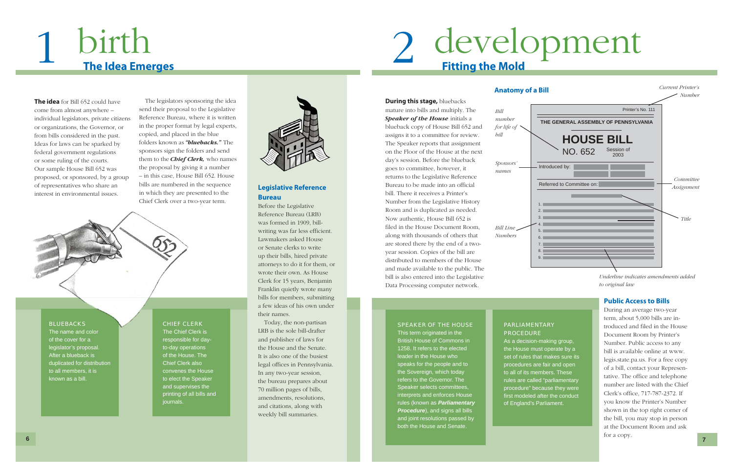# 1 birth

## The Idea Emerges

**The idea** for Bill 652 could have come from almost anywhere – individual legislators, private citizens or organizations, the Governor, or from bills considered in the past. Ideas for laws can be sparked by federal government regulations or some ruling of the courts. Our sample House Bill 652 was proposed, or sponsored, by a group of representatives who share an interest in environmental issues.

The legislators sponsoring the idea send their proposal to the Legislative Reference Bureau, where it is written in the proper format by legal experts, copied, and placed in the blue folders known as ***"bluebacks."*** The sponsors sign the folders and send them to the ***Chief Clerk,*** who names the proposal by giving it a number – in this case, House Bill 652. House bills are numbered in the sequence in which they are presented to the Chief Clerk over a two-year term.

### Legislative Reference Bureau

Before the Legislative Reference Bureau (LRB) was formed in 1909, bill-writing was far less efficient. Lawmakers asked House or Senate clerks to write up their bills, hired private attorneys to do it for them, or wrote their own. As House Clerk for 15 years, Benjamin Franklin quietly wrote many bills for members, submitting a few ideas of his own under their names.

Today, the non-partisan LRB is the sole bill-drafter and publisher of laws for the House and the Senate. It is also one of the busiest legal offices in Pennsylvania. In any two-year session, the bureau prepares about 70 million pages of bills, amendments, resolutions, and citations, along with weekly bill summaries.

**BLUEBACKS**
The name and color of the cover for a legislator's proposal. After a blueback is duplicated for distribution to all members, it is known as a bill.

**CHIEF CLERK**
The Chief Clerk is responsible for day-to-day operations of the House. The Chief Clerk also convenes the House to elect the Speaker and supervises the printing of all bills and journals.

# 2 development

## Fitting the Mold

**During this stage,** bluebacks mature into bills and multiply. The ***Speaker of the House*** initials a blueback copy of House Bill 652 and assigns it to a committee for review. The Speaker reports that assignment on the Floor of the House at the next day's session. Before the blueback goes to committee, however, it returns to the Legislative Reference Bureau to be made into an official bill. There it receives a Printer's Number from the Legislative History Room and is duplicated as needed. Now authentic, House Bill 652 is filed in the House Document Room, along with thousands of others that are stored there by the end of a two-year session. Copies of the bill are distributed to members of the House and made available to the public. The bill is also entered into the Legislative Data Processing computer network.

### Anatomy of a Bill

- *Current Printer's Number* — Printer's No. 111
- THE GENERAL ASSEMBLY OF PENNSYLVANIA
- *Bill number for life of bill* — HOUSE BILL NO. 652, Session of 2003
- *Sponsors' names* — Introduced by:
- *Committee Assignment* — Referred to Committee on:
- *Title*
- *Bill Line Numbers* — 1. 2. 3. 4. 5. 6. 7. 8. 9.
- *Underline indicates amendments added to original law*

### Public Access to Bills

During an average two-year term, about 5,000 bills are introduced and filed in the House Document Room by Printer's Number. Public access to any bill is available online at www.legis.state.pa.us. For a free copy of a bill, contact your Representative. The office and telephone number are listed with the Chief Clerk's office, 717-787-2372. If you know the Printer's Number shown in the top right corner of the bill, you may stop in person at the Document Room and ask for a copy.

**SPEAKER OF THE HOUSE**
This term originated in the British House of Commons in 1258. It refers to the elected leader in the House who speaks for the people and to the Sovereign, which today refers to the Governor. The Speaker selects committees, interprets and enforces House rules (known as ***Parliamentary Procedure***), and signs all bills and joint resolutions passed by both the House and Senate.

**PARLIAMENTARY PROCEDURE**
As a decision-making group, the House must operate by a set of rules that makes sure its procedures are fair and open to all of its members. These rules are called "parliamentary procedure" because they were first modeled after the conduct of England's Parliament.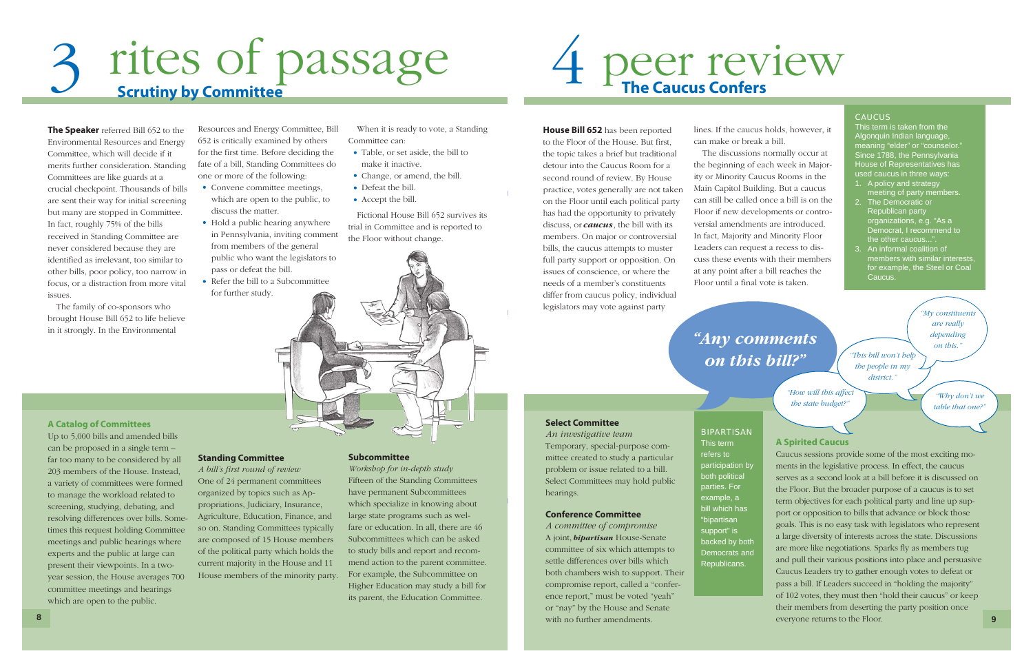# 3 rites of passage

## Scrutiny by Committee

**The Speaker** referred Bill 652 to the Environmental Resources and Energy Committee, which will decide if it merits further consideration. Standing Committees are like guards at a crucial checkpoint. Thousands of bills are sent their way for initial screening but many are stopped in Committee. In fact, roughly 75% of the bills received in Standing Committee are never considered because they are identified as irrelevant, too similar to other bills, poor policy, too narrow in focus, or a distraction from more vital issues.

The family of co-sponsors who brought House Bill 652 to life believe in it strongly. In the Environmental Resources and Energy Committee, Bill 652 is critically examined by others for the first time. Before deciding the fate of a bill, Standing Committees do one or more of the following:

- Convene committee meetings, which are open to the public, to discuss the matter.
- Hold a public hearing anywhere in Pennsylvania, inviting comment from members of the general public who want the legislators to pass or defeat the bill.
- Refer the bill to a Subcommittee for further study.

When it is ready to vote, a Standing Committee can:

- Table, or set aside, the bill to make it inactive.
- Change, or amend, the bill.
- Defeat the bill.
- Accept the bill.

Fictional House Bill 652 survives its trial in Committee and is reported to the Floor without change.

### A Catalog of Committees

Up to 5,000 bills and amended bills can be proposed in a single term – far too many to be considered by all 203 members of the House. Instead, a variety of committees were formed to manage the workload related to screening, studying, debating, and resolving differences over bills. Sometimes this request holding Committee meetings and public hearings where experts and the public at large can present their viewpoints. In a two-year session, the House averages 700 committee meetings and hearings which are open to the public.

### Standing Committee

*A bill's first round of review*

One of 24 permanent committees organized by topics such as Appropriations, Judiciary, Insurance, Agriculture, Education, Finance, and so on. Standing Committees typically are composed of 15 House members of the political party which holds the current majority in the House and 11 House members of the minority party.

### Subcommittee

*Workshop for in-depth study*

Fifteen of the Standing Committees have permanent Subcommittees which specialize in knowing about large state programs such as welfare or education. In all, there are 46 Subcommittees which can be asked to study bills and report and recommend action to the parent committee. For example, the Subcommittee on Higher Education may study a bill for its parent, the Education Committee.

# 4 peer review

## The Caucus Confers

**House Bill 652** has been reported to the Floor of the House. But first, the topic takes a brief but traditional detour into the Caucus Room for a second round of review. By House practice, votes generally are not taken on the Floor until each political party has had the opportunity to privately discuss, or ***caucus***, the bill with its members. On major or controversial bills, the caucus attempts to muster full party support or opposition. On issues of conscience, or where the needs of a member's constituents differ from caucus policy, individual legislators may vote against party lines. If the caucus holds, however, it can make or break a bill.

The discussions normally occur at the beginning of each week in Majority or Minority Caucus Rooms in the Main Capitol Building. But a caucus can still be called once a bill is on the Floor if new developments or controversial amendments are introduced. In fact, Majority and Minority Floor Leaders can request a recess to discuss these events with their members at any point after a bill reaches the Floor until a final vote is taken.

**CAUCUS**

This term is taken from the Algonquin Indian language, meaning "elder" or "counselor." Since 1788, the Pennsylvania House of Representatives has used caucus in three ways:

1. A policy and strategy meeting of party members.
2. The Democratic or Republican party organizations, e.g. "As a Democrat, I recommend to the other caucus...".
3. An informal coalition of members with similar interests, for example, the Steel or Coal Caucus.

*"Any comments on this bill?"*

*"My constituents are really depending on this."*

*"This bill won't help the people in my district."*

*"How will this affect the state budget?"*

*"Why don't we table that one?"*

### Select Committee

*An investigative team*

Temporary, special-purpose committee created to study a particular problem or issue related to a bill. Select Committees may hold public hearings.

### Conference Committee

*A committee of compromise*

A joint, ***bipartisan*** House-Senate committee of six which attempts to settle differences over bills which both chambers wish to support. Their compromise report, called a "conference report," must be voted "yeah" or "nay" by the House and Senate with no further amendments.

**BIPARTISAN**

This term refers to participation by both political parties. For example, a bill which has "bipartisan support" is backed by both Democrats and Republicans.

### A Spirited Caucus

Caucus sessions provide some of the most exciting moments in the legislative process. In effect, the caucus serves as a second look at a bill before it is discussed on the Floor. But the broader purpose of a caucus is to set term objectives for each political party and line up support or opposition to bills that advance or block those goals. This is no easy task with legislators who represent a large diversity of interests across the state. Discussions are more like negotiations. Sparks fly as members tug and pull their various positions into place and persuasive Caucus Leaders try to gather enough votes to defeat or pass a bill. If Leaders succeed in "holding the majority" of 102 votes, they must then "hold their caucus" or keep their members from deserting the party position once everyone returns to the Floor.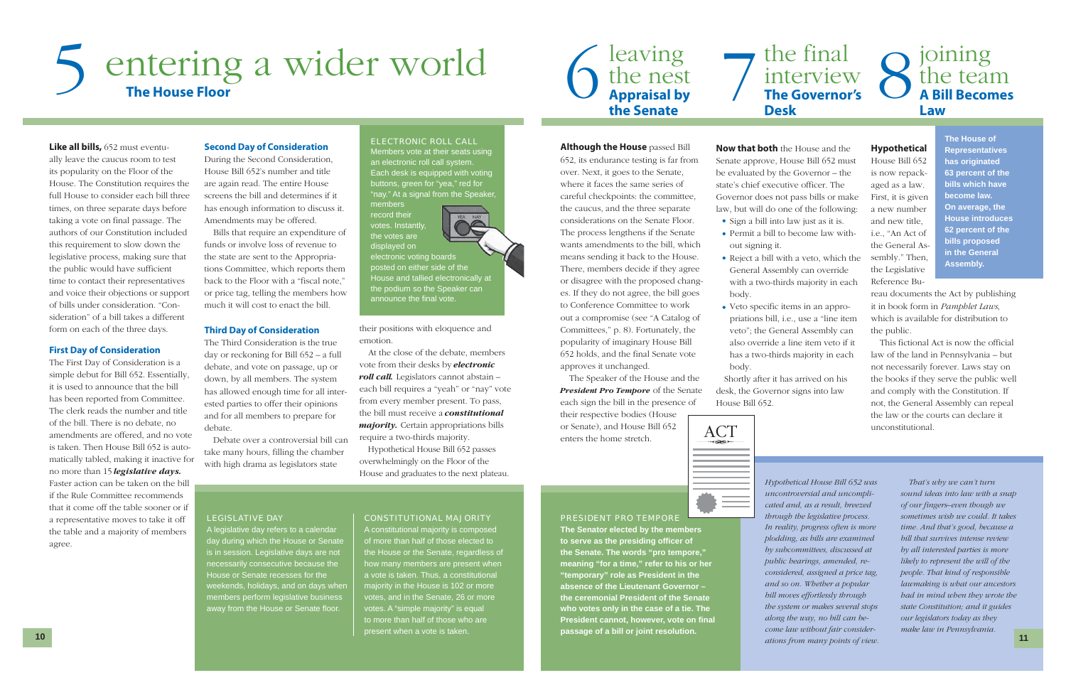# 5 entering a wider world

## The House Floor

**Like all bills,** 652 must eventually leave the caucus room to test its popularity on the Floor of the House. The Constitution requires the full House to consider each bill three times, on three separate days before taking a vote on final passage. The authors of our Constitution included this requirement to slow down the legislative process, making sure that the public would have sufficient time to contact their representatives and voice their objections or support of bills under consideration. "Consideration" of a bill takes a different form on each of the three days.

### First Day of Consideration

The First Day of Consideration is a simple debut for Bill 652. Essentially, it is used to announce that the bill has been reported from Committee. The clerk reads the number and title of the bill. There is no debate, no amendments are offered, and no vote is taken. Then House Bill 652 is automatically tabled, making it inactive for no more than 15 ***legislative days.*** Faster action can be taken on the bill if the Rule Committee recommends that it come off the table sooner or if a representative moves to take it off the table and a majority of members agree.

### Second Day of Consideration

During the Second Consideration, House Bill 652's number and title are again read. The entire House screens the bill and determines if it has enough information to discuss it. Amendments may be offered.

Bills that require an expenditure of funds or involve loss of revenue to the state are sent to the Appropriations Committee, which reports them back to the Floor with a "fiscal note," or price tag, telling the members how much it will cost to enact the bill.

### Third Day of Consideration

The Third Consideration is the true day or reckoning for Bill 652 – a full debate, and vote on passage, up or down, by all members. The system has allowed enough time for all interested parties to offer their opinions and for all members to prepare for debate.

Debate over a controversial bill can take many hours, filling the chamber with high drama as legislators state their positions with eloquence and emotion.

At the close of the debate, members vote from their desks by ***electronic roll call.*** Legislators cannot abstain – each bill requires a "yeah" or "nay" vote from every member present. To pass, the bill must receive a ***constitutional majority.*** Certain appropriations bills require a two-thirds majority.

Hypothetical House Bill 652 passes overwhelmingly on the Floor of the House and graduates to the next plateau.

> **ELECTRONIC ROLL CALL**
> Members vote at their seats using an electronic roll call system. Each desk is equipped with voting buttons, green for "yea," red for "nay." At a signal from the Speaker, members record their votes. Instantly, the votes are displayed on electronic voting boards posted on either side of the House and tallied electronically at the podium so the Speaker can announce the final vote.

> **LEGISLATIVE DAY**
> A legislative day refers to a calendar day during which the House or Senate is in session. Legislative days are not necessarily consecutive because the House or Senate recesses for the weekends, holidays, and on days when members perform legislative business away from the House or Senate floor.

> **CONSTITUTIONAL MAJORITY**
> A constitutional majority is composed of more than half of those elected to the House or the Senate, regardless of how many members are present when a vote is taken. Thus, a constitutional majority in the House is 102 or more votes, and in the Senate, 26 or more votes. A "simple majority" is equal to more than half of those who are present when a vote is taken.

# 6 leaving the nest

## Appraisal by the Senate

**Although the House** passed Bill 652, its endurance testing is far from over. Next, it goes to the Senate, where it faces the same series of careful checkpoints: the committee, the caucus, and the three separate considerations on the Senate Floor. The process lengthens if the Senate wants amendments to the bill, which means sending it back to the House. There, members decide if they agree or disagree with the proposed changes. If they do not agree, the bill goes to Conference Committee to work out a compromise (see "A Catalog of Committees," p. 8). Fortunately, the popularity of imaginary House Bill 652 holds, and the final Senate vote approves it unchanged.

The Speaker of the House and the ***President Pro Tempore*** of the Senate each sign the bill in the presence of their respective bodies (House or Senate), and House Bill 652 enters the home stretch.

> **PRESIDENT PRO TEMPORE**
> **The Senator elected by the members to serve as the presiding officer of the Senate. The words "pro tempore," meaning "for a time," refer to his or her "temporary" role as President in the absence of the Lieutenant Governor – the ceremonial President of the Senate who votes only in the case of a tie. The President cannot, however, vote on final passage of a bill or joint resolution.**

# 7 the final interview

## The Governor's Desk

**Now that both** the House and the Senate approve, House Bill 652 must be evaluated by the Governor – the state's chief executive officer. The Governor does not pass bills or make law, but will do one of the following:

- Sign a bill into law just as it is.
- Permit a bill to become law without signing it.
- Reject a bill with a veto, which the General Assembly can override with a two-thirds majority in each body.
- Veto specific items in an appropriations bill, i.e., use a "line item veto"; the General Assembly can also override a line item veto if it has a two-thirds majority in each body.

Shortly after it has arrived on his desk, the Governor signs into law House Bill 652.

# 8 joining the team

## A Bill Becomes Law

**Hypothetical** House Bill 652 is now repackaged as a law. First, it is given a new number and new title, i.e., "An Act of the General Assembly." Then, the Legislative Reference Bureau documents the Act by publishing it in book form in *Pamphlet Laws,* which is available for distribution to the public.

This fictional Act is now the official law of the land in Pennsylvania – but not necessarily forever. Laws stay on the books if they serve the public well and comply with the Constitution. If not, the General Assembly can repeal the law or the courts can declare it unconstitutional.

> **The House of Representatives has originated 63 percent of the bills which have become law. On average, the House introduces 62 percent of the bills proposed in the General Assembly.**

*Hypothetical House Bill 652 was uncontroversial and uncomplicated and, as a result, breezed through the legislative process. In reality, progress often is more plodding, as bills are examined by subcommittees, discussed at public hearings, amended, reconsidered, assigned a price tag, and so on. Whether a popular bill moves effortlessly through the system or makes several stops along the way, no bill can become law without fair considerations from many points of view.*

*That's why we can't turn sound ideas into law with a snap of our fingers–even though we sometimes wish we could. It takes time. And that's good, because a bill that survives intense review by all interested parties is more likely to represent the will of the people. That kind of responsible lawmaking is what our ancestors bad in mind when they wrote the state Constitution; and it guides our legislators today as they make law in Pennsylvania.*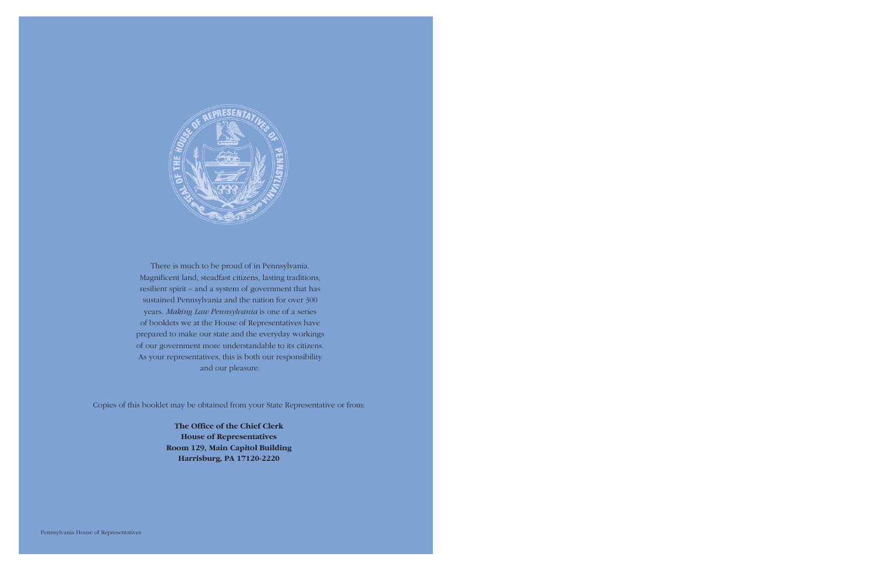There is much to be proud of in Pennsylvania. Magnificent land, steadfast citizens, lasting traditions, resilient spirit – and a system of government that has sustained Pennsylvania and the nation for over 300 years. *Making Law Pennsylvania* is one of a series of booklets we at the House of Representatives have prepared to make our state and the everyday workings of our government more understandable to its citizens. As your representatives, this is both our responsibility and our pleasure.

Copies of this booklet may be obtained from your State Representative or from:

**The Office of the Chief Clerk**
**House of Representatives**
**Room 129, Main Capitol Building**
**Harrisburg, PA 17120-2220**

Pennsylvania House of Representatives